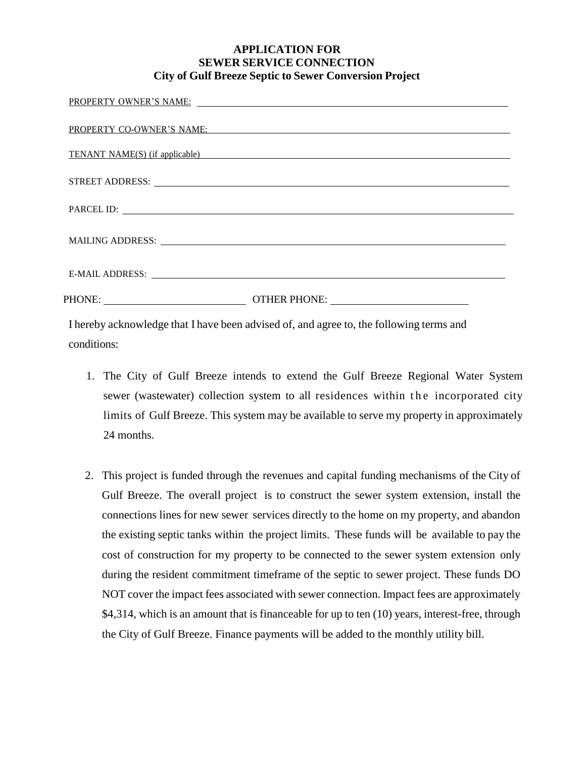# APPLICATION FOR SEWER SERVICE CONNECTION

## City of Gulf Breeze Septic to Sewer Conversion Project

PROPERTY OWNER'S NAME: ______________________________

PROPERTY CO-OWNER'S NAME: ______________________________

TENANT NAME(S) (if applicable) ______________________________

STREET ADDRESS: ______________________________

PARCEL ID: ______________________________

MAILING ADDRESS: ______________________________

E-MAIL ADDRESS: ______________________________

PHONE: ______________________ OTHER PHONE: ______________________

I hereby acknowledge that I have been advised of, and agree to, the following terms and conditions:

1. The City of Gulf Breeze intends to extend the Gulf Breeze Regional Water System sewer (wastewater) collection system to all residences within the incorporated city limits of Gulf Breeze. This system may be available to serve my property in approximately 24 months.

2. This project is funded through the revenues and capital funding mechanisms of the City of Gulf Breeze. The overall project is to construct the sewer system extension, install the connections lines for new sewer services directly to the home on my property, and abandon the existing septic tanks within the project limits. These funds will be available to pay the cost of construction for my property to be connected to the sewer system extension only during the resident commitment timeframe of the septic to sewer project. These funds DO NOT cover the impact fees associated with sewer connection. Impact fees are approximately $4,314, which is an amount that is financeable for up to ten (10) years, interest-free, through the City of Gulf Breeze. Finance payments will be added to the monthly utility bill.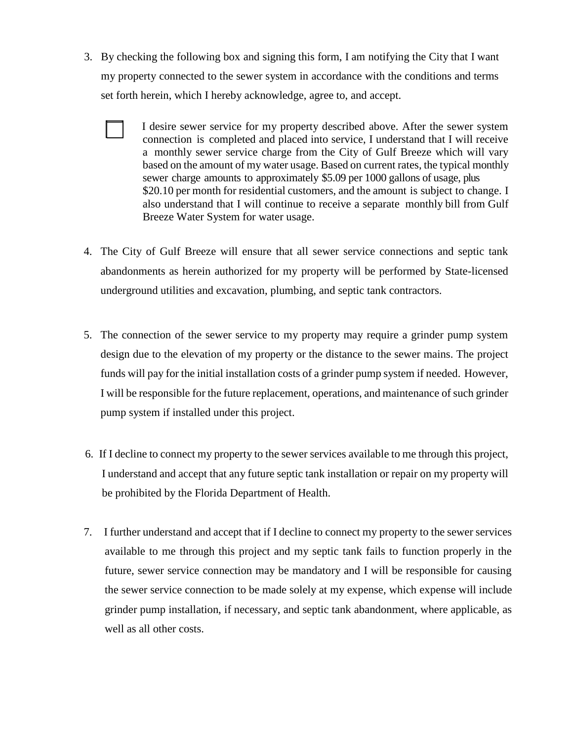3. By checking the following box and signing this form, I am notifying the City that I want my property connected to the sewer system in accordance with the conditions and terms set forth herein, which I hereby acknowledge, agree to, and accept.

   ☐ I desire sewer service for my property described above. After the sewer system connection is completed and placed into service, I understand that I will receive a monthly sewer service charge from the City of Gulf Breeze which will vary based on the amount of my water usage. Based on current rates, the typical monthly sewer charge amounts to approximately $5.09 per 1000 gallons of usage, plus $20.10 per month for residential customers, and the amount is subject to change. I also understand that I will continue to receive a separate monthly bill from Gulf Breeze Water System for water usage.

4. The City of Gulf Breeze will ensure that all sewer service connections and septic tank abandonments as herein authorized for my property will be performed by State-licensed underground utilities and excavation, plumbing, and septic tank contractors.

5. The connection of the sewer service to my property may require a grinder pump system design due to the elevation of my property or the distance to the sewer mains. The project funds will pay for the initial installation costs of a grinder pump system if needed. However, I will be responsible for the future replacement, operations, and maintenance of such grinder pump system if installed under this project.

6. If I decline to connect my property to the sewer services available to me through this project, I understand and accept that any future septic tank installation or repair on my property will be prohibited by the Florida Department of Health.

7. I further understand and accept that if I decline to connect my property to the sewer services available to me through this project and my septic tank fails to function properly in the future, sewer service connection may be mandatory and I will be responsible for causing the sewer service connection to be made solely at my expense, which expense will include grinder pump installation, if necessary, and septic tank abandonment, where applicable, as well as all other costs.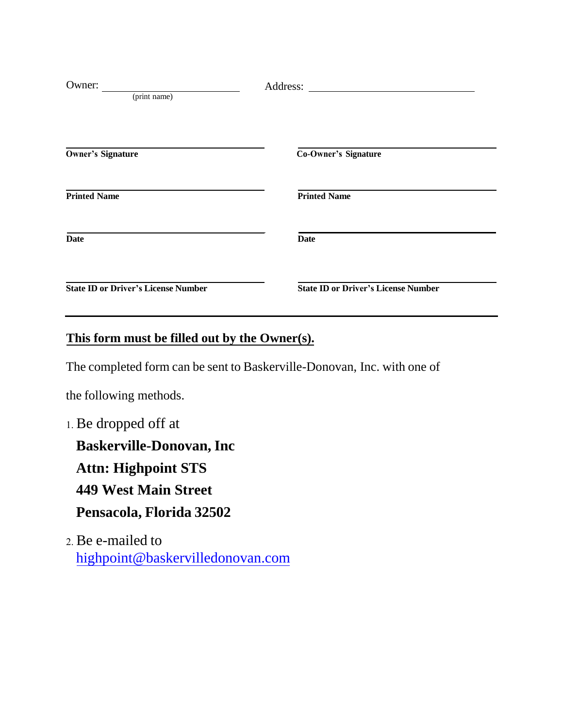Owner: ______________________________
(print name)

Address: ____________________________________

| | |
|---|---|
| **Owner's Signature** | **Co-Owner's Signature** |
| **Printed Name** | **Printed Name** |
| **Date** | **Date** |
| **State ID or Driver's License Number** | **State ID or Driver's License Number** |

---

**This form must be filled out by the Owner(s).**

The completed form can be sent to Baskerville-Donovan, Inc. with one of the following methods.

1. Be dropped off at
   **Baskerville-Donovan, Inc**
   **Attn: Highpoint STS**
   **449 West Main Street**
   **Pensacola, Florida 32502**
2. Be e-mailed to
   highpoint@baskervilledonovan.com